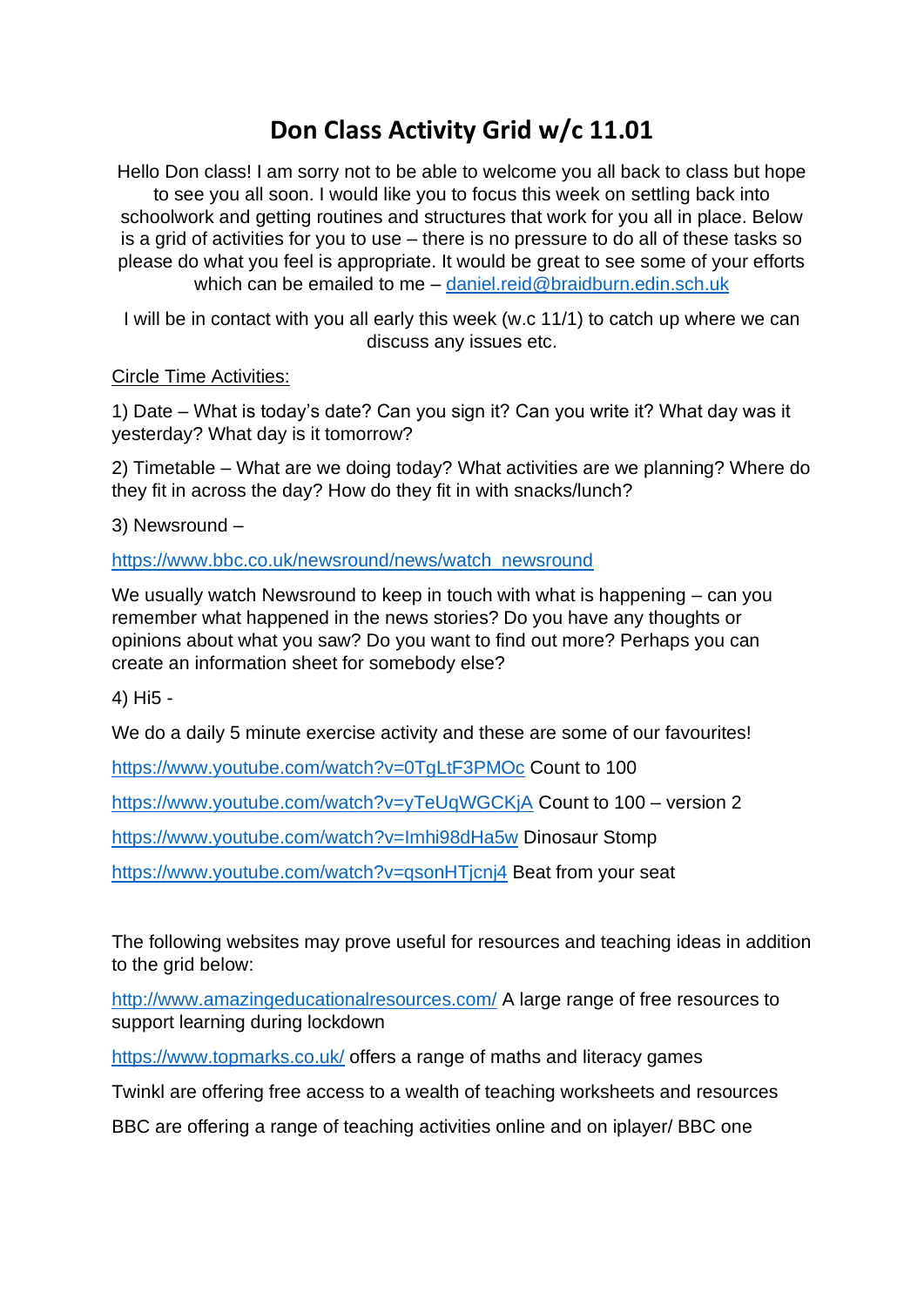# Don Class Activity Grid w/c 11.01

Hello Don class! I am sorry not to be able to welcome you all back to class but hope to see you all soon. I would like you to focus this week on settling back into schoolwork and getting routines and structures that work for you all in place. Below is a grid of activities for you to use – there is no pressure to do all of these tasks so please do what you feel is appropriate. It would be great to see some of your efforts which can be emailed to me – daniel.reid@braidburn.edin.sch.uk

I will be in contact with you all early this week (w.c 11/1) to catch up where we can discuss any issues etc.

Circle Time Activities:

1) Date – What is today's date? Can you sign it? Can you write it? What day was it yesterday? What day is it tomorrow?

2) Timetable – What are we doing today? What activities are we planning? Where do they fit in across the day? How do they fit in with snacks/lunch?

3) Newsround –

https://www.bbc.co.uk/newsround/news/watch_newsround

We usually watch Newsround to keep in touch with what is happening – can you remember what happened in the news stories? Do you have any thoughts or opinions about what you saw? Do you want to find out more? Perhaps you can create an information sheet for somebody else?

4) Hi5 -

We do a daily 5 minute exercise activity and these are some of our favourites!

https://www.youtube.com/watch?v=0TgLtF3PMOc Count to 100

https://www.youtube.com/watch?v=yTeUqWGCKjA Count to 100 – version 2

https://www.youtube.com/watch?v=Imhi98dHa5w Dinosaur Stomp

https://www.youtube.com/watch?v=qsonHTjcnj4 Beat from your seat

The following websites may prove useful for resources and teaching ideas in addition to the grid below:

http://www.amazingeducationalresources.com/ A large range of free resources to support learning during lockdown

https://www.topmarks.co.uk/ offers a range of maths and literacy games

Twinkl are offering free access to a wealth of teaching worksheets and resources

BBC are offering a range of teaching activities online and on iplayer/ BBC one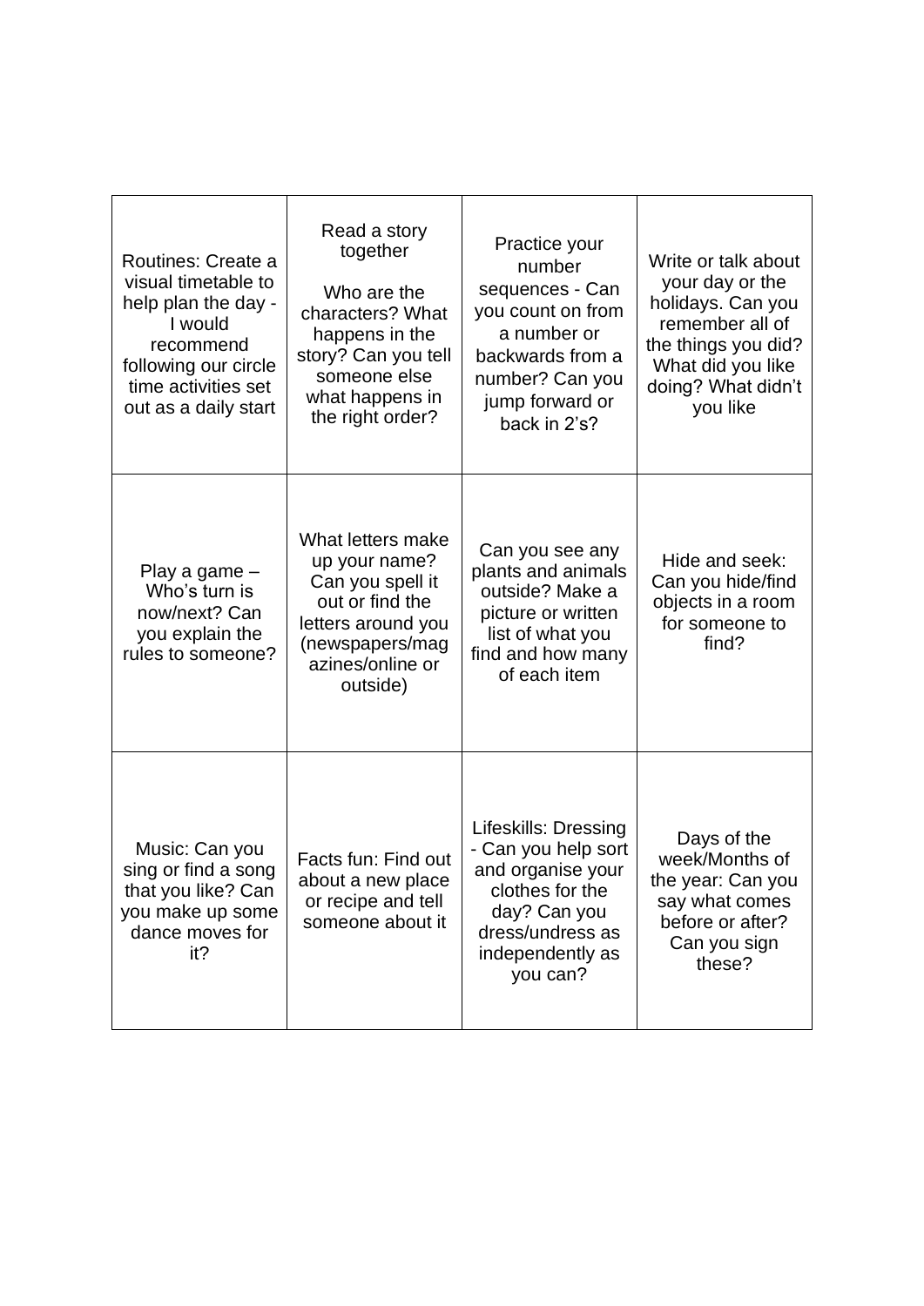| | | | |
|---|---|---|---|
| Routines: Create a visual timetable to help plan the day - I would recommend following our circle time activities set out as a daily start | Read a story together<br><br>Who are the characters? What happens in the story? Can you tell someone else what happens in the right order? | Practice your number sequences - Can you count on from a number or backwards from a number? Can you jump forward or back in 2's? | Write or talk about your day or the holidays. Can you remember all of the things you did? What did you like doing? What didn't you like |
| Play a game – Who's turn is now/next? Can you explain the rules to someone? | What letters make up your name? Can you spell it out or find the letters around you (newspapers/magazines/online or outside) | Can you see any plants and animals outside? Make a picture or written list of what you find and how many of each item | Hide and seek: Can you hide/find objects in a room for someone to find? |
| Music: Can you sing or find a song that you like? Can you make up some dance moves for it? | Facts fun: Find out about a new place or recipe and tell someone about it | Lifeskills: Dressing - Can you help sort and organise your clothes for the day? Can you dress/undress as independently as you can? | Days of the week/Months of the year: Can you say what comes before or after? Can you sign these? |